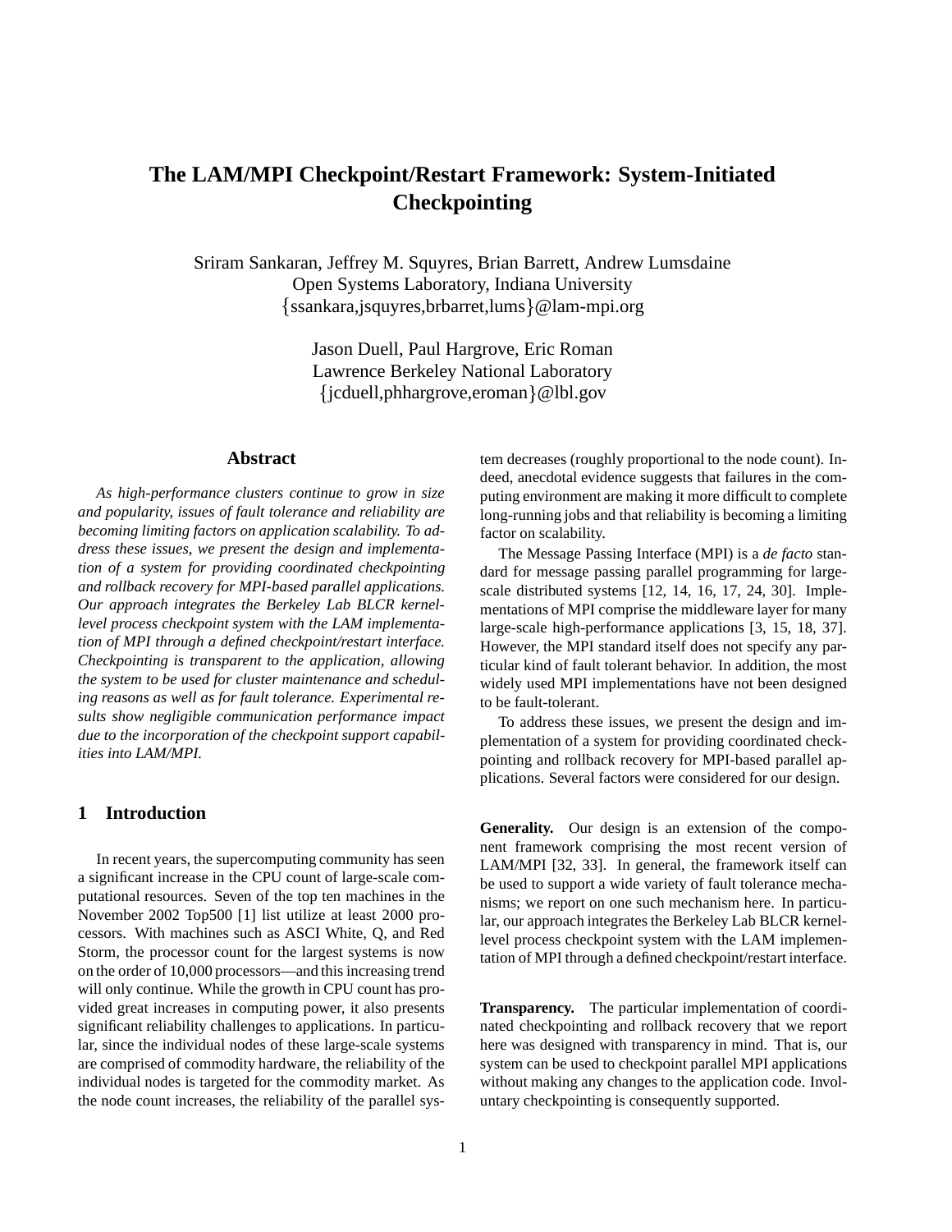# The LAM/MPI Checkpoint/Restart Framework: System-Initiated Checkpointing

Sriram Sankaran, Jeffrey M. Squyres, Brian Barrett, Andrew Lumsdaine
Open Systems Laboratory, Indiana University
{ssankara,jsquyres,brbarret,lums}@lam-mpi.org

Jason Duell, Paul Hargrove, Eric Roman
Lawrence Berkeley National Laboratory
{jcduell,phhargrove,eroman}@lbl.gov

## Abstract

*As high-performance clusters continue to grow in size and popularity, issues of fault tolerance and reliability are becoming limiting factors on application scalability. To address these issues, we present the design and implementation of a system for providing coordinated checkpointing and rollback recovery for MPI-based parallel applications. Our approach integrates the Berkeley Lab BLCR kernel-level process checkpoint system with the LAM implementation of MPI through a defined checkpoint/restart interface. Checkpointing is transparent to the application, allowing the system to be used for cluster maintenance and scheduling reasons as well as for fault tolerance. Experimental results show negligible communication performance impact due to the incorporation of the checkpoint support capabilities into LAM/MPI.*

## 1 Introduction

In recent years, the supercomputing community has seen a significant increase in the CPU count of large-scale computational resources. Seven of the top ten machines in the November 2002 Top500 [1] list utilize at least 2000 processors. With machines such as ASCI White, Q, and Red Storm, the processor count for the largest systems is now on the order of 10,000 processors—and this increasing trend will only continue. While the growth in CPU count has provided great increases in computing power, it also presents significant reliability challenges to applications. In particular, since the individual nodes of these large-scale systems are comprised of commodity hardware, the reliability of the individual nodes is targeted for the commodity market. As the node count increases, the reliability of the parallel system decreases (roughly proportional to the node count). Indeed, anecdotal evidence suggests that failures in the computing environment are making it more difficult to complete long-running jobs and that reliability is becoming a limiting factor on scalability.

The Message Passing Interface (MPI) is a *de facto* standard for message passing parallel programming for large-scale distributed systems [12, 14, 16, 17, 24, 30]. Implementations of MPI comprise the middleware layer for many large-scale high-performance applications [3, 15, 18, 37]. However, the MPI standard itself does not specify any particular kind of fault tolerant behavior. In addition, the most widely used MPI implementations have not been designed to be fault-tolerant.

To address these issues, we present the design and implementation of a system for providing coordinated checkpointing and rollback recovery for MPI-based parallel applications. Several factors were considered for our design.

**Generality.** Our design is an extension of the component framework comprising the most recent version of LAM/MPI [32, 33]. In general, the framework itself can be used to support a wide variety of fault tolerance mechanisms; we report on one such mechanism here. In particular, our approach integrates the Berkeley Lab BLCR kernel-level process checkpoint system with the LAM implementation of MPI through a defined checkpoint/restart interface.

**Transparency.** The particular implementation of coordinated checkpointing and rollback recovery that we report here was designed with transparency in mind. That is, our system can be used to checkpoint parallel MPI applications without making any changes to the application code. Involuntary checkpointing is consequently supported.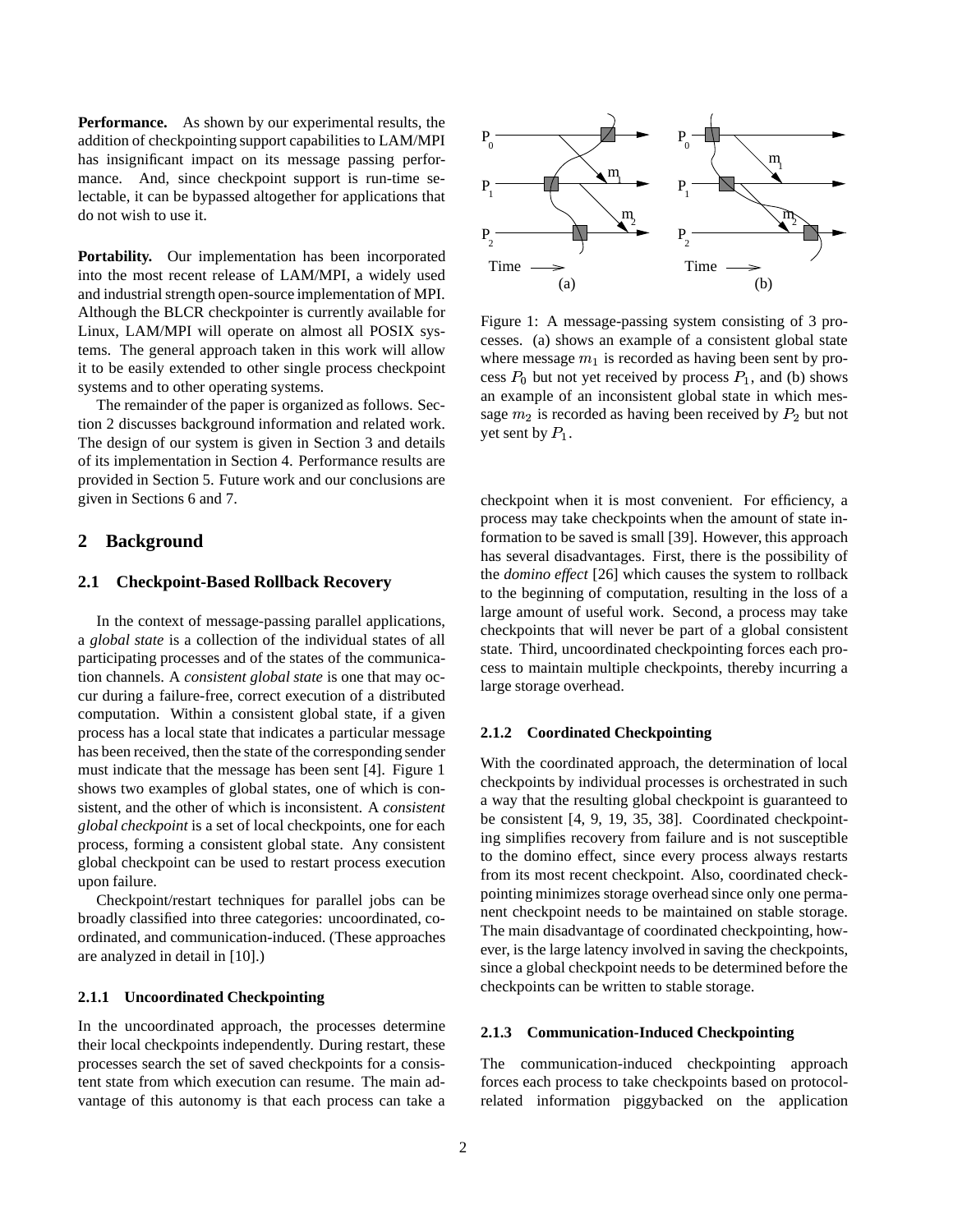**Performance.** As shown by our experimental results, the addition of checkpointing support capabilities to LAM/MPI has insignificant impact on its message passing performance. And, since checkpoint support is run-time selectable, it can be bypassed altogether for applications that do not wish to use it.

**Portability.** Our implementation has been incorporated into the most recent release of LAM/MPI, a widely used and industrial strength open-source implementation of MPI. Although the BLCR checkpointer is currently available for Linux, LAM/MPI will operate on almost all POSIX systems. The general approach taken in this work will allow it to be easily extended to other single process checkpoint systems and to other operating systems.

The remainder of the paper is organized as follows. Section 2 discusses background information and related work. The design of our system is given in Section 3 and details of its implementation in Section 4. Performance results are provided in Section 5. Future work and our conclusions are given in Sections 6 and 7.

## 2 Background

### 2.1 Checkpoint-Based Rollback Recovery

In the context of message-passing parallel applications, a *global state* is a collection of the individual states of all participating processes and of the states of the communication channels. A *consistent global state* is one that may occur during a failure-free, correct execution of a distributed computation. Within a consistent global state, if a given process has a local state that indicates a particular message has been received, then the state of the corresponding sender must indicate that the message has been sent [4]. Figure 1 shows two examples of global states, one of which is consistent, and the other of which is inconsistent. A *consistent global checkpoint* is a set of local checkpoints, one for each process, forming a consistent global state. Any consistent global checkpoint can be used to restart process execution upon failure.

Checkpoint/restart techniques for parallel jobs can be broadly classified into three categories: uncoordinated, coordinated, and communication-induced. (These approaches are analyzed in detail in [10].)

#### 2.1.1 Uncoordinated Checkpointing

In the uncoordinated approach, the processes determine their local checkpoints independently. During restart, these processes search the set of saved checkpoints for a consistent state from which execution can resume. The main advantage of this autonomy is that each process can take a checkpoint when it is most convenient. For efficiency, a process may take checkpoints when the amount of state information to be saved is small [39]. However, this approach has several disadvantages. First, there is the possibility of the *domino effect* [26] which causes the system to rollback to the beginning of computation, resulting in the loss of a large amount of useful work. Second, a process may take checkpoints that will never be part of a global consistent state. Third, uncoordinated checkpointing forces each process to maintain multiple checkpoints, thereby incurring a large storage overhead.

Figure 1: A message-passing system consisting of 3 processes. (a) shows an example of a consistent global state where message $m_1$ is recorded as having been sent by process $P_0$ but not yet received by process $P_1$, and (b) shows an example of an inconsistent global state in which message $m_2$ is recorded as having been received by $P_2$ but not yet sent by $P_1$.

#### 2.1.2 Coordinated Checkpointing

With the coordinated approach, the determination of local checkpoints by individual processes is orchestrated in such a way that the resulting global checkpoint is guaranteed to be consistent [4, 9, 19, 35, 38]. Coordinated checkpointing simplifies recovery from failure and is not susceptible to the domino effect, since every process always restarts from its most recent checkpoint. Also, coordinated checkpointing minimizes storage overhead since only one permanent checkpoint needs to be maintained on stable storage. The main disadvantage of coordinated checkpointing, however, is the large latency involved in saving the checkpoints, since a global checkpoint needs to be determined before the checkpoints can be written to stable storage.

#### 2.1.3 Communication-Induced Checkpointing

The communication-induced checkpointing approach forces each process to take checkpoints based on protocol-related information piggybacked on the application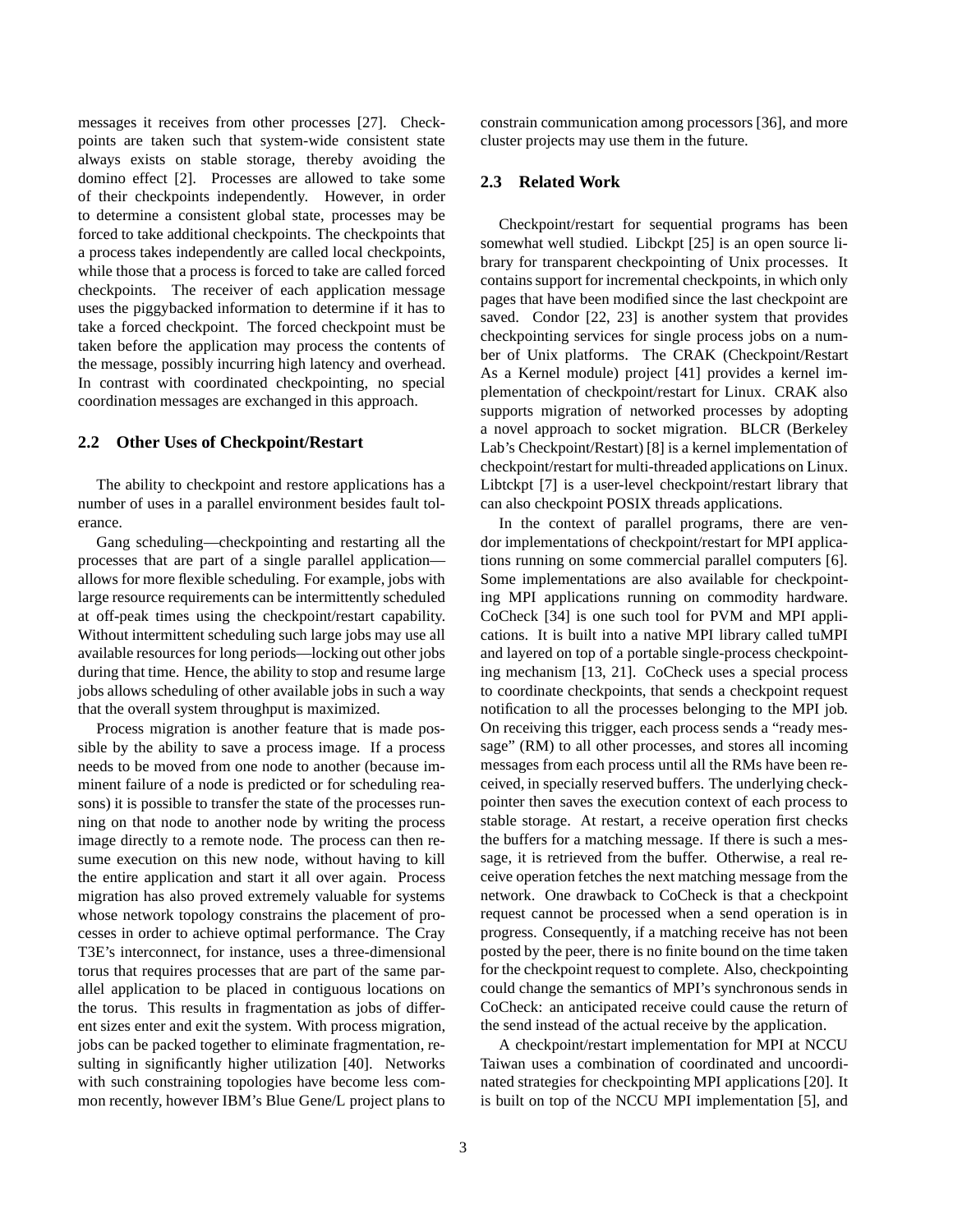messages it receives from other processes [27]. Checkpoints are taken such that system-wide consistent state always exists on stable storage, thereby avoiding the domino effect [2]. Processes are allowed to take some of their checkpoints independently. However, in order to determine a consistent global state, processes may be forced to take additional checkpoints. The checkpoints that a process takes independently are called local checkpoints, while those that a process is forced to take are called forced checkpoints. The receiver of each application message uses the piggybacked information to determine if it has to take a forced checkpoint. The forced checkpoint must be taken before the application may process the contents of the message, possibly incurring high latency and overhead. In contrast with coordinated checkpointing, no special coordination messages are exchanged in this approach.

### 2.2 Other Uses of Checkpoint/Restart

The ability to checkpoint and restore applications has a number of uses in a parallel environment besides fault tolerance.

Gang scheduling—checkpointing and restarting all the processes that are part of a single parallel application—allows for more flexible scheduling. For example, jobs with large resource requirements can be intermittently scheduled at off-peak times using the checkpoint/restart capability. Without intermittent scheduling such large jobs may use all available resources for long periods—locking out other jobs during that time. Hence, the ability to stop and resume large jobs allows scheduling of other available jobs in such a way that the overall system throughput is maximized.

Process migration is another feature that is made possible by the ability to save a process image. If a process needs to be moved from one node to another (because imminent failure of a node is predicted or for scheduling reasons) it is possible to transfer the state of the processes running on that node to another node by writing the process image directly to a remote node. The process can then resume execution on this new node, without having to kill the entire application and start it all over again. Process migration has also proved extremely valuable for systems whose network topology constrains the placement of processes in order to achieve optimal performance. The Cray T3E's interconnect, for instance, uses a three-dimensional torus that requires processes that are part of the same parallel application to be placed in contiguous locations on the torus. This results in fragmentation as jobs of different sizes enter and exit the system. With process migration, jobs can be packed together to eliminate fragmentation, resulting in significantly higher utilization [40]. Networks with such constraining topologies have become less common recently, however IBM's Blue Gene/L project plans to constrain communication among processors [36], and more cluster projects may use them in the future.

### 2.3 Related Work

Checkpoint/restart for sequential programs has been somewhat well studied. Libckpt [25] is an open source library for transparent checkpointing of Unix processes. It contains support for incremental checkpoints, in which only pages that have been modified since the last checkpoint are saved. Condor [22, 23] is another system that provides checkpointing services for single process jobs on a number of Unix platforms. The CRAK (Checkpoint/Restart As a Kernel module) project [41] provides a kernel implementation of checkpoint/restart for Linux. CRAK also supports migration of networked processes by adopting a novel approach to socket migration. BLCR (Berkeley Lab's Checkpoint/Restart) [8] is a kernel implementation of checkpoint/restart for multi-threaded applications on Linux. Libtckpt [7] is a user-level checkpoint/restart library that can also checkpoint POSIX threads applications.

In the context of parallel programs, there are vendor implementations of checkpoint/restart for MPI applications running on some commercial parallel computers [6]. Some implementations are also available for checkpointing MPI applications running on commodity hardware. CoCheck [34] is one such tool for PVM and MPI applications. It is built into a native MPI library called tuMPI and layered on top of a portable single-process checkpointing mechanism [13, 21]. CoCheck uses a special process to coordinate checkpoints, that sends a checkpoint request notification to all the processes belonging to the MPI job. On receiving this trigger, each process sends a "ready message" (RM) to all other processes, and stores all incoming messages from each process until all the RMs have been received, in specially reserved buffers. The underlying checkpointer then saves the execution context of each process to stable storage. At restart, a receive operation first checks the buffers for a matching message. If there is such a message, it is retrieved from the buffer. Otherwise, a real receive operation fetches the next matching message from the network. One drawback to CoCheck is that a checkpoint request cannot be processed when a send operation is in progress. Consequently, if a matching receive has not been posted by the peer, there is no finite bound on the time taken for the checkpoint request to complete. Also, checkpointing could change the semantics of MPI's synchronous sends in CoCheck: an anticipated receive could cause the return of the send instead of the actual receive by the application.

A checkpoint/restart implementation for MPI at NCCU Taiwan uses a combination of coordinated and uncoordinated strategies for checkpointing MPI applications [20]. It is built on top of the NCCU MPI implementation [5], and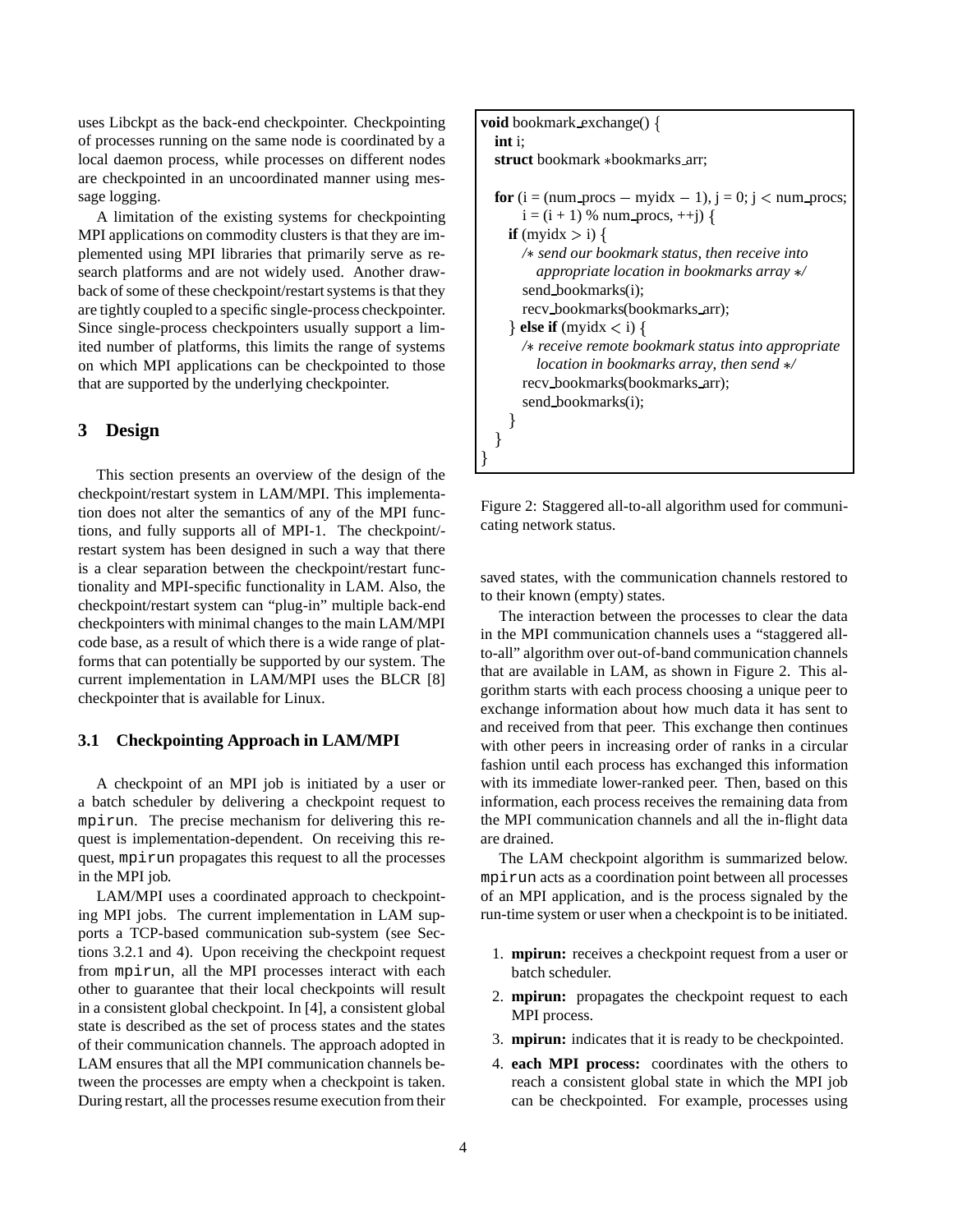uses Libckpt as the back-end checkpointer. Checkpointing of processes running on the same node is coordinated by a local daemon process, while processes on different nodes are checkpointed in an uncoordinated manner using message logging.

A limitation of the existing systems for checkpointing MPI applications on commodity clusters is that they are implemented using MPI libraries that primarily serve as research platforms and are not widely used. Another drawback of some of these checkpoint/restart systems is that they are tightly coupled to a specific single-process checkpointer. Since single-process checkpointers usually support a limited number of platforms, this limits the range of systems on which MPI applications can be checkpointed to those that are supported by the underlying checkpointer.

## 3 Design

This section presents an overview of the design of the checkpoint/restart system in LAM/MPI. This implementation does not alter the semantics of any of the MPI functions, and fully supports all of MPI-1. The checkpoint/restart system has been designed in such a way that there is a clear separation between the checkpoint/restart functionality and MPI-specific functionality in LAM. Also, the checkpoint/restart system can "plug-in" multiple back-end checkpointers with minimal changes to the main LAM/MPI code base, as a result of which there is a wide range of platforms that can potentially be supported by our system. The current implementation in LAM/MPI uses the BLCR [8] checkpointer that is available for Linux.

### 3.1 Checkpointing Approach in LAM/MPI

A checkpoint of an MPI job is initiated by a user or a batch scheduler by delivering a checkpoint request to `mpirun`. The precise mechanism for delivering this request is implementation-dependent. On receiving this request, `mpirun` propagates this request to all the processes in the MPI job.

LAM/MPI uses a coordinated approach to checkpointing MPI jobs. The current implementation in LAM supports a TCP-based communication sub-system (see Sections 3.2.1 and 4). Upon receiving the checkpoint request from `mpirun`, all the MPI processes interact with each other to guarantee that their local checkpoints will result in a consistent global checkpoint. In [4], a consistent global state is described as the set of process states and the states of their communication channels. The approach adopted in LAM ensures that all the MPI communication channels between the processes are empty when a checkpoint is taken. During restart, all the processes resume execution from their saved states, with the communication channels restored to to their known (empty) states.

```
void bookmark_exchange() {
  int i;
  struct bookmark *bookmarks_arr;

  for (i = (num_procs − myidx − 1), j = 0; j < num_procs;
       i = (i + 1) % num_procs, ++j) {
    if (myidx > i) {
      /* send our bookmark status, then receive into
         appropriate location in bookmarks array */
      send_bookmarks(i);
      recv_bookmarks(bookmarks_arr);
    } else if (myidx < i) {
      /* receive remote bookmark status into appropriate
         location in bookmarks array, then send */
      recv_bookmarks(bookmarks_arr);
      send_bookmarks(i);
    }
  }
}
```

Figure 2: Staggered all-to-all algorithm used for communicating network status.

The interaction between the processes to clear the data in the MPI communication channels uses a "staggered all-to-all" algorithm over out-of-band communication channels that are available in LAM, as shown in Figure 2. This algorithm starts with each process choosing a unique peer to exchange information about how much data it has sent to and received from that peer. This exchange then continues with other peers in increasing order of ranks in a circular fashion until each process has exchanged this information with its immediate lower-ranked peer. Then, based on this information, each process receives the remaining data from the MPI communication channels and all the in-flight data are drained.

The LAM checkpoint algorithm is summarized below. `mpirun` acts as a coordination point between all processes of an MPI application, and is the process signaled by the run-time system or user when a checkpoint is to be initiated.

1. **mpirun:** receives a checkpoint request from a user or batch scheduler.
2. **mpirun:** propagates the checkpoint request to each MPI process.
3. **mpirun:** indicates that it is ready to be checkpointed.
4. **each MPI process:** coordinates with the others to reach a consistent global state in which the MPI job can be checkpointed. For example, processes using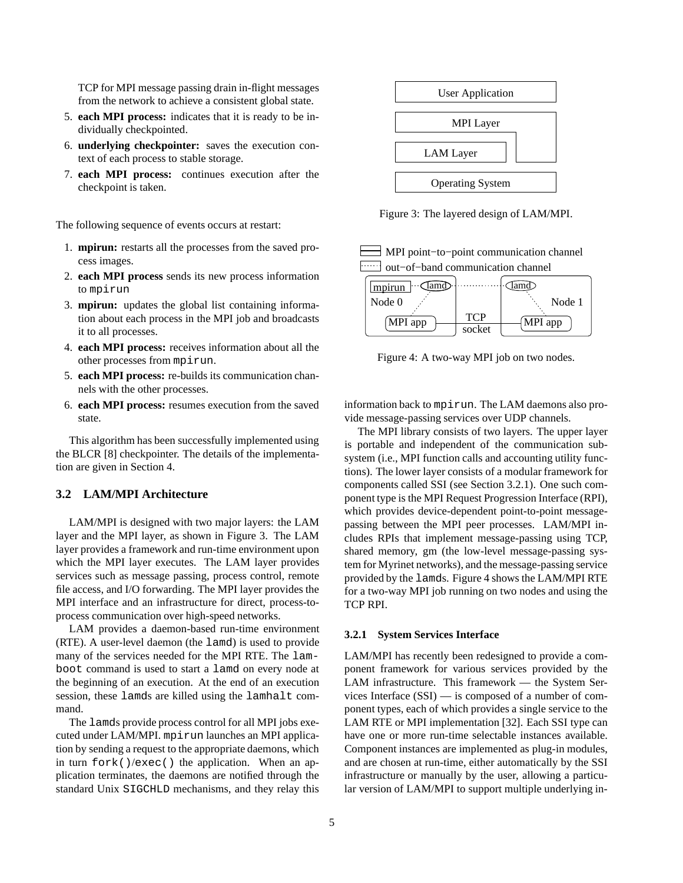TCP for MPI message passing drain in-flight messages from the network to achieve a consistent global state.

5. **each MPI process:** indicates that it is ready to be individually checkpointed.
6. **underlying checkpointer:** saves the execution context of each process to stable storage.
7. **each MPI process:** continues execution after the checkpoint is taken.

The following sequence of events occurs at restart:

1. **mpirun:** restarts all the processes from the saved process images.
2. **each MPI process** sends its new process information to `mpirun`
3. **mpirun:** updates the global list containing information about each process in the MPI job and broadcasts it to all processes.
4. **each MPI process:** receives information about all the other processes from `mpirun`.
5. **each MPI process:** re-builds its communication channels with the other processes.
6. **each MPI process:** resumes execution from the saved state.

This algorithm has been successfully implemented using the BLCR [8] checkpointer. The details of the implementation are given in Section 4.

### 3.2 LAM/MPI Architecture

LAM/MPI is designed with two major layers: the LAM layer and the MPI layer, as shown in Figure 3. The LAM layer provides a framework and run-time environment upon which the MPI layer executes. The LAM layer provides services such as message passing, process control, remote file access, and I/O forwarding. The MPI layer provides the MPI interface and an infrastructure for direct, process-to-process communication over high-speed networks.

LAM provides a daemon-based run-time environment (RTE). A user-level daemon (the `lamd`) is used to provide many of the services needed for the MPI RTE. The `lamboot` command is used to start a `lamd` on every node at the beginning of an execution. At the end of an execution session, these `lamd`s are killed using the `lamhalt` command.

The `lamd`s provide process control for all MPI jobs executed under LAM/MPI. `mpirun` launches an MPI application by sending a request to the appropriate daemons, which in turn `fork()`/`exec()` the application. When an application terminates, the daemons are notified through the standard Unix `SIGCHLD` mechanisms, and they relay this information back to `mpirun`. The LAM daemons also provide message-passing services over UDP channels.

User Application

MPI Layer

LAM Layer

Operating System

Figure 3: The layered design of LAM/MPI.

MPI point−to−point communication channel
out−of−band communication channel

mpirun lamd lamd
Node 0 Node 1
MPI app TCP socket MPI app

Figure 4: A two-way MPI job on two nodes.

The MPI library consists of two layers. The upper layer is portable and independent of the communication subsystem (i.e., MPI function calls and accounting utility functions). The lower layer consists of a modular framework for components called SSI (see Section 3.2.1). One such component type is the MPI Request Progression Interface (RPI), which provides device-dependent point-to-point message-passing between the MPI peer processes. LAM/MPI includes RPIs that implement message-passing using TCP, shared memory, gm (the low-level message-passing system for Myrinet networks), and the message-passing service provided by the `lamd`s. Figure 4 shows the LAM/MPI RTE for a two-way MPI job running on two nodes and using the TCP RPI.

#### 3.2.1 System Services Interface

LAM/MPI has recently been redesigned to provide a component framework for various services provided by the LAM infrastructure. This framework — the System Services Interface (SSI) — is composed of a number of component types, each of which provides a single service to the LAM RTE or MPI implementation [32]. Each SSI type can have one or more run-time selectable instances available. Component instances are implemented as plug-in modules, and are chosen at run-time, either automatically by the SSI infrastructure or manually by the user, allowing a particular version of LAM/MPI to support multiple underlying in-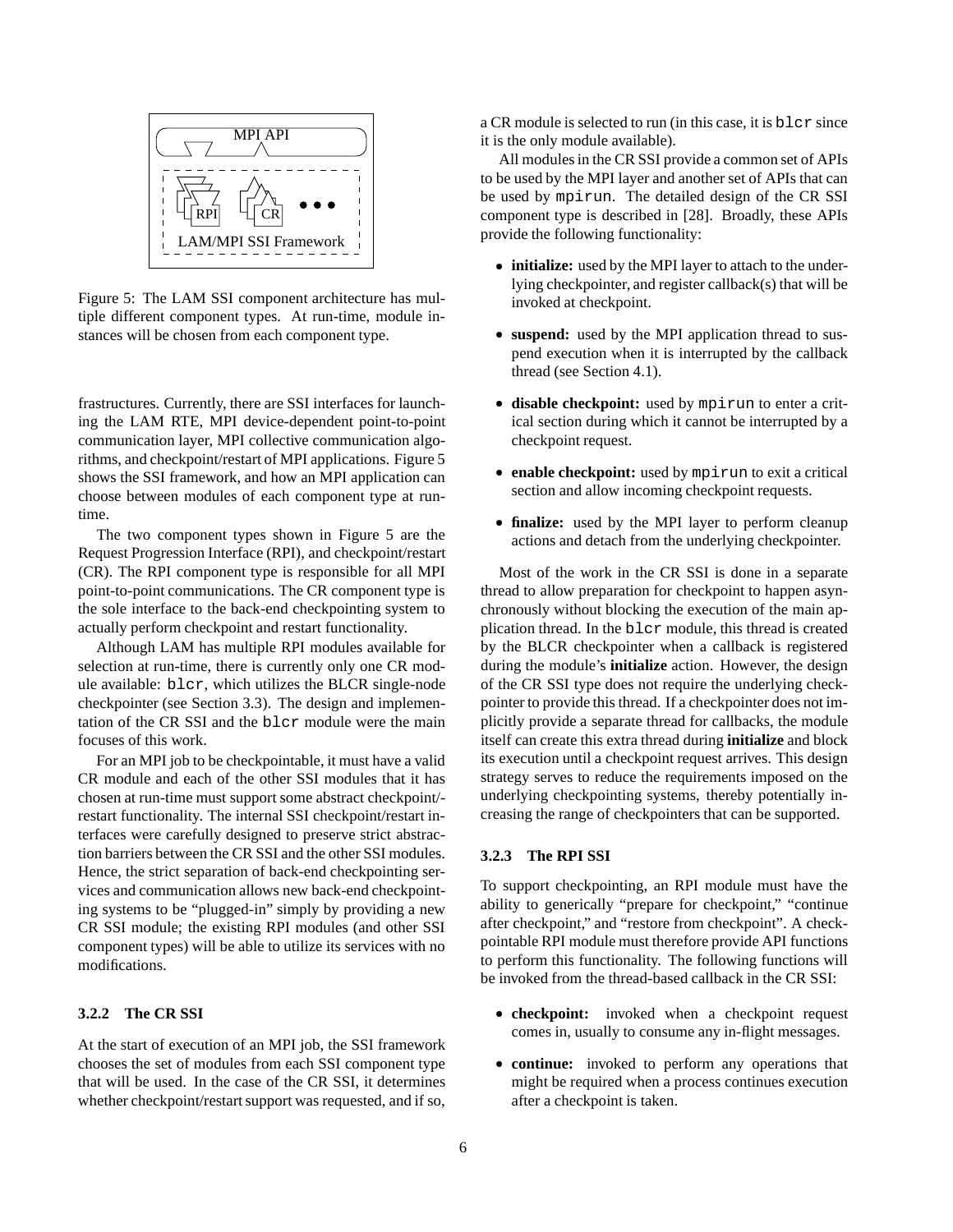Figure 5: The LAM SSI component architecture has multiple different component types. At run-time, module instances will be chosen from each component type.

frastructures. Currently, there are SSI interfaces for launching the LAM RTE, MPI device-dependent point-to-point communication layer, MPI collective communication algorithms, and checkpoint/restart of MPI applications. Figure 5 shows the SSI framework, and how an MPI application can choose between modules of each component type at run-time.

The two component types shown in Figure 5 are the Request Progression Interface (RPI), and checkpoint/restart (CR). The RPI component type is responsible for all MPI point-to-point communications. The CR component type is the sole interface to the back-end checkpointing system to actually perform checkpoint and restart functionality.

Although LAM has multiple RPI modules available for selection at run-time, there is currently only one CR module available: `blcr`, which utilizes the BLCR single-node checkpointer (see Section 3.3). The design and implementation of the CR SSI and the `blcr` module were the main focuses of this work.

For an MPI job to be checkpointable, it must have a valid CR module and each of the other SSI modules that it has chosen at run-time must support some abstract checkpoint/-restart functionality. The internal SSI checkpoint/restart interfaces were carefully designed to preserve strict abstraction barriers between the CR SSI and the other SSI modules. Hence, the strict separation of back-end checkpointing services and communication allows new back-end checkpointing systems to be "plugged-in" simply by providing a new CR SSI module; the existing RPI modules (and other SSI component types) will be able to utilize its services with no modifications.

#### 3.2.2 The CR SSI

At the start of execution of an MPI job, the SSI framework chooses the set of modules from each SSI component type that will be used. In the case of the CR SSI, it determines whether checkpoint/restart support was requested, and if so, a CR module is selected to run (in this case, it is `blcr` since it is the only module available).

All modules in the CR SSI provide a common set of APIs to be used by the MPI layer and another set of APIs that can be used by `mpirun`. The detailed design of the CR SSI component type is described in [28]. Broadly, these APIs provide the following functionality:

- **initialize:** used by the MPI layer to attach to the underlying checkpointer, and register callback(s) that will be invoked at checkpoint.
- **suspend:** used by the MPI application thread to suspend execution when it is interrupted by the callback thread (see Section 4.1).
- **disable checkpoint:** used by `mpirun` to enter a critical section during which it cannot be interrupted by a checkpoint request.
- **enable checkpoint:** used by `mpirun` to exit a critical section and allow incoming checkpoint requests.
- **finalize:** used by the MPI layer to perform cleanup actions and detach from the underlying checkpointer.

Most of the work in the CR SSI is done in a separate thread to allow preparation for checkpoint to happen asynchronously without blocking the execution of the main application thread. In the `blcr` module, this thread is created by the BLCR checkpointer when a callback is registered during the module's **initialize** action. However, the design of the CR SSI type does not require the underlying checkpointer to provide this thread. If a checkpointer does not implicitly provide a separate thread for callbacks, the module itself can create this extra thread during **initialize** and block its execution until a checkpoint request arrives. This design strategy serves to reduce the requirements imposed on the underlying checkpointing systems, thereby potentially increasing the range of checkpointers that can be supported.

#### 3.2.3 The RPI SSI

To support checkpointing, an RPI module must have the ability to generically "prepare for checkpoint," "continue after checkpoint," and "restore from checkpoint". A checkpointable RPI module must therefore provide API functions to perform this functionality. The following functions will be invoked from the thread-based callback in the CR SSI:

- **checkpoint:** invoked when a checkpoint request comes in, usually to consume any in-flight messages.
- **continue:** invoked to perform any operations that might be required when a process continues execution after a checkpoint is taken.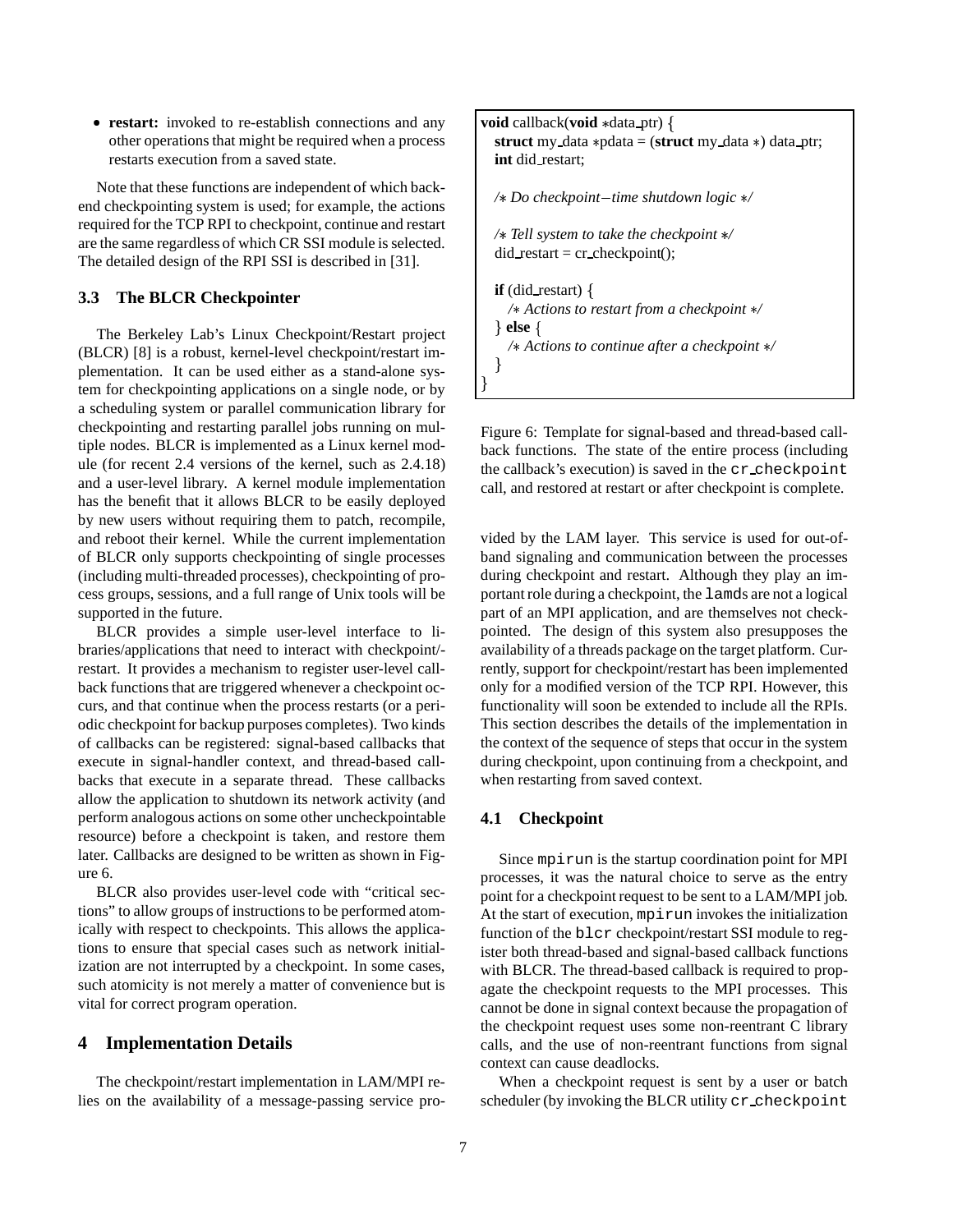- **restart:** invoked to re-establish connections and any other operations that might be required when a process restarts execution from a saved state.

Note that these functions are independent of which back-end checkpointing system is used; for example, the actions required for the TCP RPI to checkpoint, continue and restart are the same regardless of which CR SSI module is selected. The detailed design of the RPI SSI is described in [31].

### 3.3 The BLCR Checkpointer

The Berkeley Lab's Linux Checkpoint/Restart project (BLCR) [8] is a robust, kernel-level checkpoint/restart implementation. It can be used either as a stand-alone system for checkpointing applications on a single node, or by a scheduling system or parallel communication library for checkpointing and restarting parallel jobs running on multiple nodes. BLCR is implemented as a Linux kernel module (for recent 2.4 versions of the kernel, such as 2.4.18) and a user-level library. A kernel module implementation has the benefit that it allows BLCR to be easily deployed by new users without requiring them to patch, recompile, and reboot their kernel. While the current implementation of BLCR only supports checkpointing of single processes (including multi-threaded processes), checkpointing of process groups, sessions, and a full range of Unix tools will be supported in the future.

BLCR provides a simple user-level interface to libraries/applications that need to interact with checkpoint/restart. It provides a mechanism to register user-level callback functions that are triggered whenever a checkpoint occurs, and that continue when the process restarts (or a periodic checkpoint for backup purposes completes). Two kinds of callbacks can be registered: signal-based callbacks that execute in signal-handler context, and thread-based callbacks that execute in a separate thread. These callbacks allow the application to shutdown its network activity (and perform analogous actions on some other uncheckpointable resource) before a checkpoint is taken, and restore them later. Callbacks are designed to be written as shown in Figure 6.

BLCR also provides user-level code with "critical sections" to allow groups of instructions to be performed atomically with respect to checkpoints. This allows the applications to ensure that special cases such as network initialization are not interrupted by a checkpoint. In some cases, such atomicity is not merely a matter of convenience but is vital for correct program operation.

```
void callback(void *data_ptr) {
  struct my_data *pdata = (struct my_data *) data_ptr;
  int did_restart;

  /* Do checkpoint-time shutdown logic */

  /* Tell system to take the checkpoint */
  did_restart = cr_checkpoint();

  if (did_restart) {
    /* Actions to restart from a checkpoint */
  } else {
    /* Actions to continue after a checkpoint */
  }
}
```

Figure 6: Template for signal-based and thread-based callback functions. The state of the entire process (including the callback's execution) is saved in the `cr_checkpoint` call, and restored at restart or after checkpoint is complete.

## 4 Implementation Details

The checkpoint/restart implementation in LAM/MPI relies on the availability of a message-passing service provided by the LAM layer. This service is used for out-of-band signaling and communication between the processes during checkpoint and restart. Although they play an important role during a checkpoint, the `lamd`s are not a logical part of an MPI application, and are themselves not checkpointed. The design of this system also presupposes the availability of a threads package on the target platform. Currently, support for checkpoint/restart has been implemented only for a modified version of the TCP RPI. However, this functionality will soon be extended to include all the RPIs. This section describes the details of the implementation in the context of the sequence of steps that occur in the system during checkpoint, upon continuing from a checkpoint, and when restarting from saved context.

### 4.1 Checkpoint

Since `mpirun` is the startup coordination point for MPI processes, it was the natural choice to serve as the entry point for a checkpoint request to be sent to a LAM/MPI job. At the start of execution, `mpirun` invokes the initialization function of the `blcr` checkpoint/restart SSI module to register both thread-based and signal-based callback functions with BLCR. The thread-based callback is required to propagate the checkpoint requests to the MPI processes. This cannot be done in signal context because the propagation of the checkpoint request uses some non-reentrant C library calls, and the use of non-reentrant functions from signal context can cause deadlocks.

When a checkpoint request is sent by a user or batch scheduler (by invoking the BLCR utility `cr_checkpoint`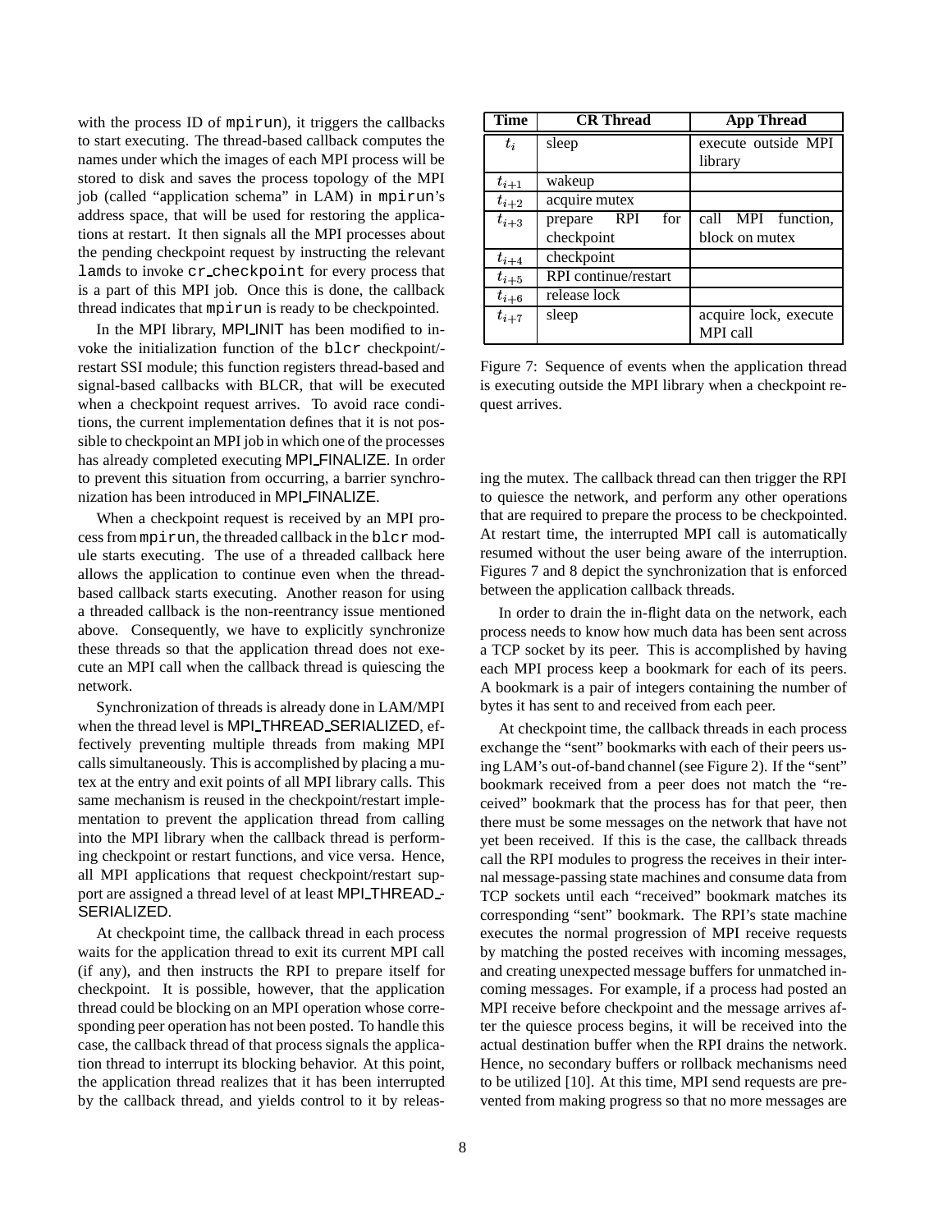with the process ID of mpirun), it triggers the callbacks to start executing. The thread-based callback computes the names under which the images of each MPI process will be stored to disk and saves the process topology of the MPI job (called "application schema" in LAM) in mpirun's address space, that will be used for restoring the applications at restart. It then signals all the MPI processes about the pending checkpoint request by instructing the relevant lamds to invoke cr_checkpoint for every process that is a part of this MPI job. Once this is done, the callback thread indicates that mpirun is ready to be checkpointed.

In the MPI library, MPI_INIT has been modified to invoke the initialization function of the blcr checkpoint/restart SSI module; this function registers thread-based and signal-based callbacks with BLCR, that will be executed when a checkpoint request arrives. To avoid race conditions, the current implementation defines that it is not possible to checkpoint an MPI job in which one of the processes has already completed executing MPI_FINALIZE. In order to prevent this situation from occurring, a barrier synchronization has been introduced in MPI_FINALIZE.

When a checkpoint request is received by an MPI process from mpirun, the threaded callback in the blcr module starts executing. The use of a threaded callback here allows the application to continue even when the thread-based callback starts executing. Another reason for using a threaded callback is the non-reentrancy issue mentioned above. Consequently, we have to explicitly synchronize these threads so that the application thread does not execute an MPI call when the callback thread is quiescing the network.

Synchronization of threads is already done in LAM/MPI when the thread level is MPI_THREAD_SERIALIZED, effectively preventing multiple threads from making MPI calls simultaneously. This is accomplished by placing a mutex at the entry and exit points of all MPI library calls. This same mechanism is reused in the checkpoint/restart implementation to prevent the application thread from calling into the MPI library when the callback thread is performing checkpoint or restart functions, and vice versa. Hence, all MPI applications that request checkpoint/restart support are assigned a thread level of at least MPI_THREAD_SERIALIZED.

At checkpoint time, the callback thread in each process waits for the application thread to exit its current MPI call (if any), and then instructs the RPI to prepare itself for checkpoint. It is possible, however, that the application thread could be blocking on an MPI operation whose corresponding peer operation has not been posted. To handle this case, the callback thread of that process signals the application thread to interrupt its blocking behavior. At this point, the application thread realizes that it has been interrupted by the callback thread, and yields control to it by releasing the mutex. The callback thread can then trigger the RPI to quiesce the network, and perform any other operations that are required to prepare the process to be checkpointed. At restart time, the interrupted MPI call is automatically resumed without the user being aware of the interruption. Figures 7 and 8 depict the synchronization that is enforced between the application callback threads.

| Time | CR Thread | App Thread |
|---|---|---|
| $t_i$ | sleep | execute outside MPI library |
| $t_{i+1}$ | wakeup | |
| $t_{i+2}$ | acquire mutex | |
| $t_{i+3}$ | prepare RPI for checkpoint | call MPI function, block on mutex |
| $t_{i+4}$ | checkpoint | |
| $t_{i+5}$ | RPI continue/restart | |
| $t_{i+6}$ | release lock | |
| $t_{i+7}$ | sleep | acquire lock, execute MPI call |

Figure 7: Sequence of events when the application thread is executing outside the MPI library when a checkpoint request arrives.

In order to drain the in-flight data on the network, each process needs to know how much data has been sent across a TCP socket by its peer. This is accomplished by having each MPI process keep a bookmark for each of its peers. A bookmark is a pair of integers containing the number of bytes it has sent to and received from each peer.

At checkpoint time, the callback threads in each process exchange the "sent" bookmarks with each of their peers using LAM's out-of-band channel (see Figure 2). If the "sent" bookmark received from a peer does not match the "received" bookmark that the process has for that peer, then there must be some messages on the network that have not yet been received. If this is the case, the callback threads call the RPI modules to progress the receives in their internal message-passing state machines and consume data from TCP sockets until each "received" bookmark matches its corresponding "sent" bookmark. The RPI's state machine executes the normal progression of MPI receive requests by matching the posted receives with incoming messages, and creating unexpected message buffers for unmatched incoming messages. For example, if a process had posted an MPI receive before checkpoint and the message arrives after the quiesce process begins, it will be received into the actual destination buffer when the RPI drains the network. Hence, no secondary buffers or rollback mechanisms need to be utilized [10]. At this time, MPI send requests are prevented from making progress so that no more messages are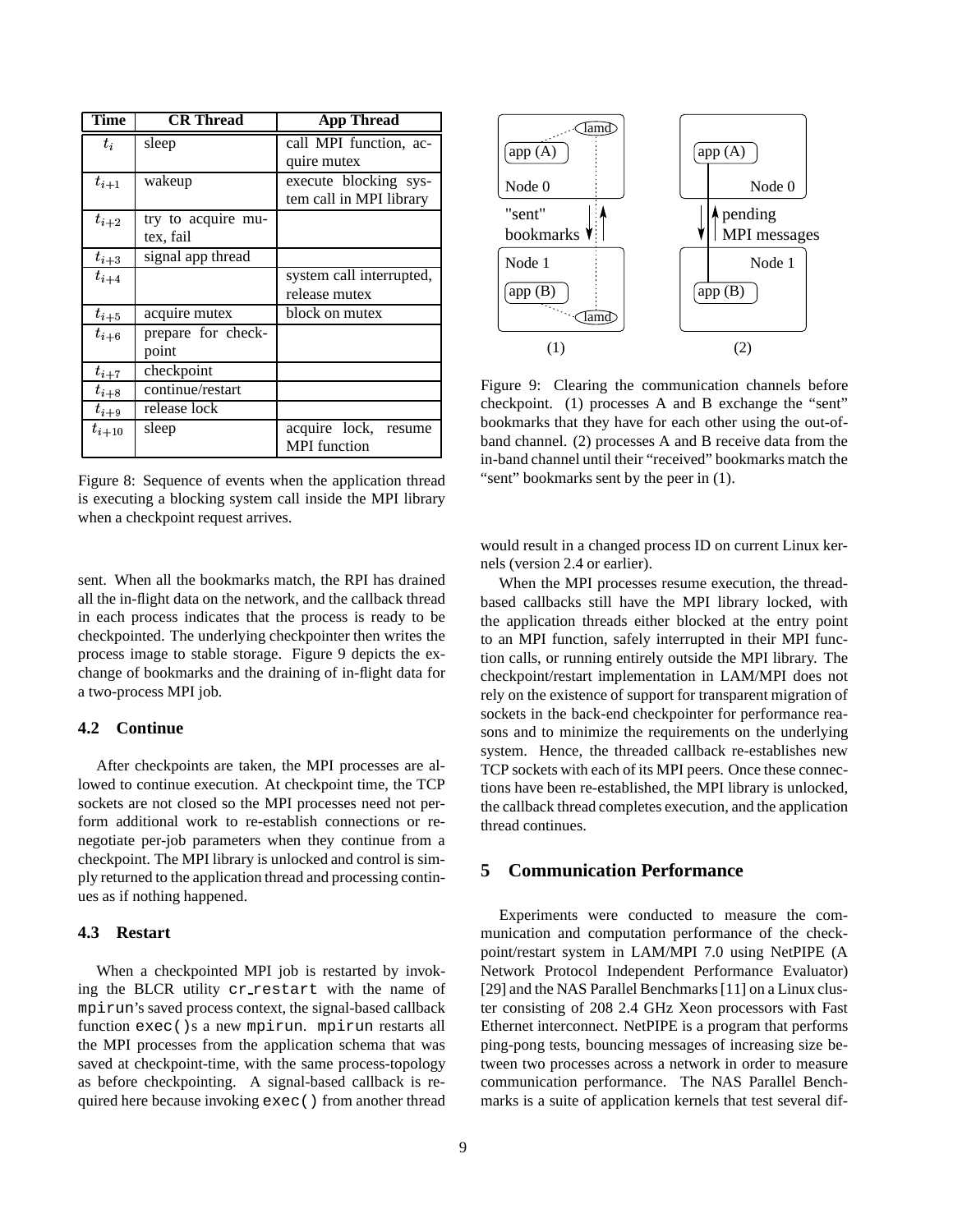| Time | CR Thread | App Thread |
|---|---|---|
| $t_i$ | sleep | call MPI function, acquire mutex |
| $t_{i+1}$ | wakeup | execute blocking system call in MPI library |
| $t_{i+2}$ | try to acquire mutex, fail | |
| $t_{i+3}$ | signal app thread | |
| $t_{i+4}$ | | system call interrupted, release mutex |
| $t_{i+5}$ | acquire mutex | block on mutex |
| $t_{i+6}$ | prepare for checkpoint | |
| $t_{i+7}$ | checkpoint | |
| $t_{i+8}$ | continue/restart | |
| $t_{i+9}$ | release lock | |
| $t_{i+10}$ | sleep | acquire lock, resume MPI function |

Figure 8: Sequence of events when the application thread is executing a blocking system call inside the MPI library when a checkpoint request arrives.

sent. When all the bookmarks match, the RPI has drained all the in-flight data on the network, and the callback thread in each process indicates that the process is ready to be checkpointed. The underlying checkpointer then writes the process image to stable storage. Figure 9 depicts the exchange of bookmarks and the draining of in-flight data for a two-process MPI job.

### 4.2 Continue

After checkpoints are taken, the MPI processes are allowed to continue execution. At checkpoint time, the TCP sockets are not closed so the MPI processes need not perform additional work to re-establish connections or renegotiate per-job parameters when they continue from a checkpoint. The MPI library is unlocked and control is simply returned to the application thread and processing continues as if nothing happened.

### 4.3 Restart

When a checkpointed MPI job is restarted by invoking the BLCR utility `cr_restart` with the name of `mpirun`'s saved process context, the signal-based callback function `exec()`s a new `mpirun`. `mpirun` restarts all the MPI processes from the application schema that was saved at checkpoint-time, with the same process-topology as before checkpointing. A signal-based callback is required here because invoking `exec()` from another thread

Figure 9: Clearing the communication channels before checkpoint. (1) processes A and B exchange the "sent" bookmarks that they have for each other using the out-of-band channel. (2) processes A and B receive data from the in-band channel until their "received" bookmarks match the "sent" bookmarks sent by the peer in (1).

would result in a changed process ID on current Linux kernels (version 2.4 or earlier).

When the MPI processes resume execution, the thread-based callbacks still have the MPI library locked, with the application threads either blocked at the entry point to an MPI function, safely interrupted in their MPI function calls, or running entirely outside the MPI library. The checkpoint/restart implementation in LAM/MPI does not rely on the existence of support for transparent migration of sockets in the back-end checkpointer for performance reasons and to minimize the requirements on the underlying system. Hence, the threaded callback re-establishes new TCP sockets with each of its MPI peers. Once these connections have been re-established, the MPI library is unlocked, the callback thread completes execution, and the application thread continues.

## 5 Communication Performance

Experiments were conducted to measure the communication and computation performance of the checkpoint/restart system in LAM/MPI 7.0 using NetPIPE (A Network Protocol Independent Performance Evaluator) [29] and the NAS Parallel Benchmarks [11] on a Linux cluster consisting of 208 2.4 GHz Xeon processors with Fast Ethernet interconnect. NetPIPE is a program that performs ping-pong tests, bouncing messages of increasing size between two processes across a network in order to measure communication performance. The NAS Parallel Benchmarks is a suite of application kernels that test several dif-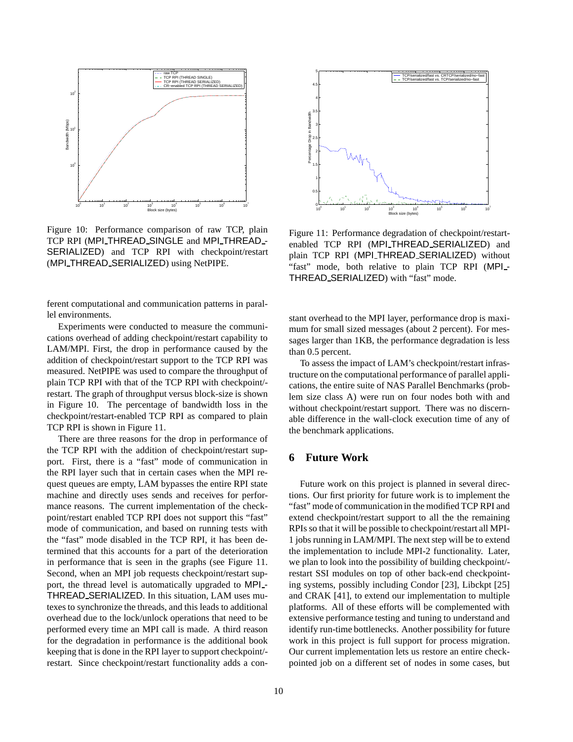Figure 10: Performance comparison of raw TCP, plain TCP RPI (MPI_THREAD_SINGLE and MPI_THREAD_SERIALIZED) and TCP RPI with checkpoint/restart (MPI_THREAD_SERIALIZED) using NetPIPE.

Figure 11: Performance degradation of checkpoint/restart-enabled TCP RPI (MPI_THREAD_SERIALIZED) and plain TCP RPI (MPI_THREAD_SERIALIZED) without "fast" mode, both relative to plain TCP RPI (MPI_THREAD_SERIALIZED) with "fast" mode.

ferent computational and communication patterns in parallel environments.

Experiments were conducted to measure the communications overhead of adding checkpoint/restart capability to LAM/MPI. First, the drop in performance caused by the addition of checkpoint/restart support to the TCP RPI was measured. NetPIPE was used to compare the throughput of plain TCP RPI with that of the TCP RPI with checkpoint/restart. The graph of throughput versus block-size is shown in Figure 10. The percentage of bandwidth loss in the checkpoint/restart-enabled TCP RPI as compared to plain TCP RPI is shown in Figure 11.

There are three reasons for the drop in performance of the TCP RPI with the addition of checkpoint/restart support. First, there is a "fast" mode of communication in the RPI layer such that in certain cases when the MPI request queues are empty, LAM bypasses the entire RPI state machine and directly uses sends and receives for performance reasons. The current implementation of the checkpoint/restart enabled TCP RPI does not support this "fast" mode of communication, and based on running tests with the "fast" mode disabled in the TCP RPI, it has been determined that this accounts for a part of the deterioration in performance that is seen in the graphs (see Figure 11. Second, when an MPI job requests checkpoint/restart support, the thread level is automatically upgraded to MPI_THREAD_SERIALIZED. In this situation, LAM uses mutexes to synchronize the threads, and this leads to additional overhead due to the lock/unlock operations that need to be performed every time an MPI call is made. A third reason for the degradation in performance is the additional book keeping that is done in the RPI layer to support checkpoint/restart. Since checkpoint/restart functionality adds a constant overhead to the MPI layer, performance drop is maximum for small sized messages (about 2 percent). For messages larger than 1KB, the performance degradation is less than 0.5 percent.

To assess the impact of LAM's checkpoint/restart infrastructure on the computational performance of parallel applications, the entire suite of NAS Parallel Benchmarks (problem size class A) were run on four nodes both with and without checkpoint/restart support. There was no discernable difference in the wall-clock execution time of any of the benchmark applications.

## 6 Future Work

Future work on this project is planned in several directions. Our first priority for future work is to implement the "fast" mode of communication in the modified TCP RPI and extend checkpoint/restart support to all the the remaining RPIs so that it will be possible to checkpoint/restart all MPI-1 jobs running in LAM/MPI. The next step will be to extend the implementation to include MPI-2 functionality. Later, we plan to look into the possibility of building checkpoint/restart SSI modules on top of other back-end checkpointing systems, possibly including Condor [23], Libckpt [25] and CRAK [41], to extend our implementation to multiple platforms. All of these efforts will be complemented with extensive performance testing and tuning to understand and identify run-time bottlenecks. Another possibility for future work in this project is full support for process migration. Our current implementation lets us restore an entire checkpointed job on a different set of nodes in some cases, but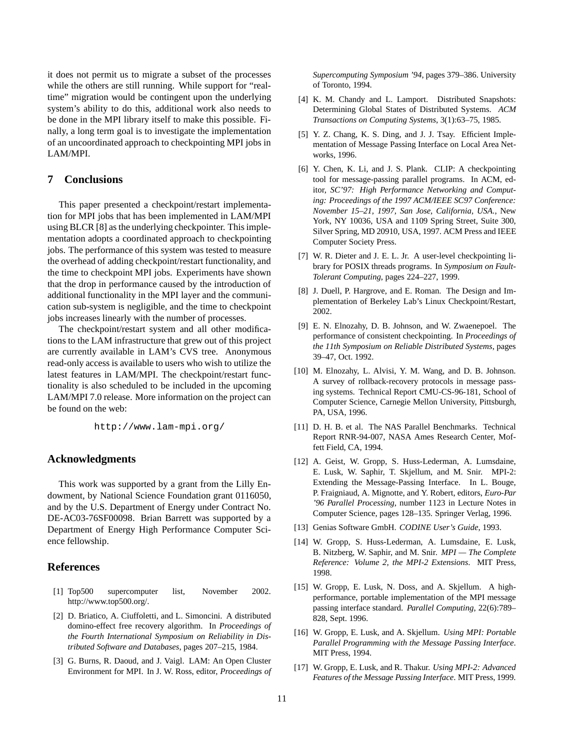it does not permit us to migrate a subset of the processes while the others are still running. While support for "real-time" migration would be contingent upon the underlying system's ability to do this, additional work also needs to be done in the MPI library itself to make this possible. Finally, a long term goal is to investigate the implementation of an uncoordinated approach to checkpointing MPI jobs in LAM/MPI.

## 7 Conclusions

This paper presented a checkpoint/restart implementation for MPI jobs that has been implemented in LAM/MPI using BLCR [8] as the underlying checkpointer. This implementation adopts a coordinated approach to checkpointing jobs. The performance of this system was tested to measure the overhead of adding checkpoint/restart functionality, and the time to checkpoint MPI jobs. Experiments have shown that the drop in performance caused by the introduction of additional functionality in the MPI layer and the communication sub-system is negligible, and the time to checkpoint jobs increases linearly with the number of processes.

The checkpoint/restart system and all other modifications to the LAM infrastructure that grew out of this project are currently available in LAM's CVS tree. Anonymous read-only access is available to users who wish to utilize the latest features in LAM/MPI. The checkpoint/restart functionality is also scheduled to be included in the upcoming LAM/MPI 7.0 release. More information on the project can be found on the web:

```
http://www.lam-mpi.org/
```

## Acknowledgments

This work was supported by a grant from the Lilly Endowment, by National Science Foundation grant 0116050, and by the U.S. Department of Energy under Contract No. DE-AC03-76SF00098. Brian Barrett was supported by a Department of Energy High Performance Computer Science fellowship.

## References

[1] Top500 supercomputer list, November 2002. http://www.top500.org/.

[2] D. Briatico, A. Ciuffoletti, and L. Simoncini. A distributed domino-effect free recovery algorithm. In *Proceedings of the Fourth International Symposium on Reliability in Distributed Software and Databases*, pages 207–215, 1984.

[3] G. Burns, R. Daoud, and J. Vaigl. LAM: An Open Cluster Environment for MPI. In J. W. Ross, editor, *Proceedings of Supercomputing Symposium '94*, pages 379–386. University of Toronto, 1994.

[4] K. M. Chandy and L. Lamport. Distributed Snapshots: Determining Global States of Distributed Systems. *ACM Transactions on Computing Systems*, 3(1):63–75, 1985.

[5] Y. Z. Chang, K. S. Ding, and J. J. Tsay. Efficient Implementation of Message Passing Interface on Local Area Networks, 1996.

[6] Y. Chen, K. Li, and J. S. Plank. CLIP: A checkpointing tool for message-passing parallel programs. In ACM, editor, *SC'97: High Performance Networking and Computing: Proceedings of the 1997 ACM/IEEE SC97 Conference: November 15–21, 1997, San Jose, California, USA.*, New York, NY 10036, USA and 1109 Spring Street, Suite 300, Silver Spring, MD 20910, USA, 1997. ACM Press and IEEE Computer Society Press.

[7] W. R. Dieter and J. E. L. Jr. A user-level checkpointing library for POSIX threads programs. In *Symposium on Fault-Tolerant Computing*, pages 224–227, 1999.

[8] J. Duell, P. Hargrove, and E. Roman. The Design and Implementation of Berkeley Lab's Linux Checkpoint/Restart, 2002.

[9] E. N. Elnozahy, D. B. Johnson, and W. Zwaenepoel. The performance of consistent checkpointing. In *Proceedings of the 11th Symposium on Reliable Distributed Systems*, pages 39–47, Oct. 1992.

[10] M. Elnozahy, L. Alvisi, Y. M. Wang, and D. B. Johnson. A survey of rollback-recovery protocols in message passing systems. Technical Report CMU-CS-96-181, School of Computer Science, Carnegie Mellon University, Pittsburgh, PA, USA, 1996.

[11] D. H. B. et al. The NAS Parallel Benchmarks. Technical Report RNR-94-007, NASA Ames Research Center, Moffett Field, CA, 1994.

[12] A. Geist, W. Gropp, S. Huss-Lederman, A. Lumsdaine, E. Lusk, W. Saphir, T. Skjellum, and M. Snir. MPI-2: Extending the Message-Passing Interface. In L. Bouge, P. Fraigniaud, A. Mignotte, and Y. Robert, editors, *Euro-Par '96 Parallel Processing*, number 1123 in Lecture Notes in Computer Science, pages 128–135. Springer Verlag, 1996.

[13] Genias Software GmbH. *CODINE User's Guide*, 1993.

[14] W. Gropp, S. Huss-Lederman, A. Lumsdaine, E. Lusk, B. Nitzberg, W. Saphir, and M. Snir. *MPI — The Complete Reference: Volume 2, the MPI-2 Extensions*. MIT Press, 1998.

[15] W. Gropp, E. Lusk, N. Doss, and A. Skjellum. A high-performance, portable implementation of the MPI message passing interface standard. *Parallel Computing*, 22(6):789–828, Sept. 1996.

[16] W. Gropp, E. Lusk, and A. Skjellum. *Using MPI: Portable Parallel Programming with the Message Passing Interface*. MIT Press, 1994.

[17] W. Gropp, E. Lusk, and R. Thakur. *Using MPI-2: Advanced Features of the Message Passing Interface*. MIT Press, 1999.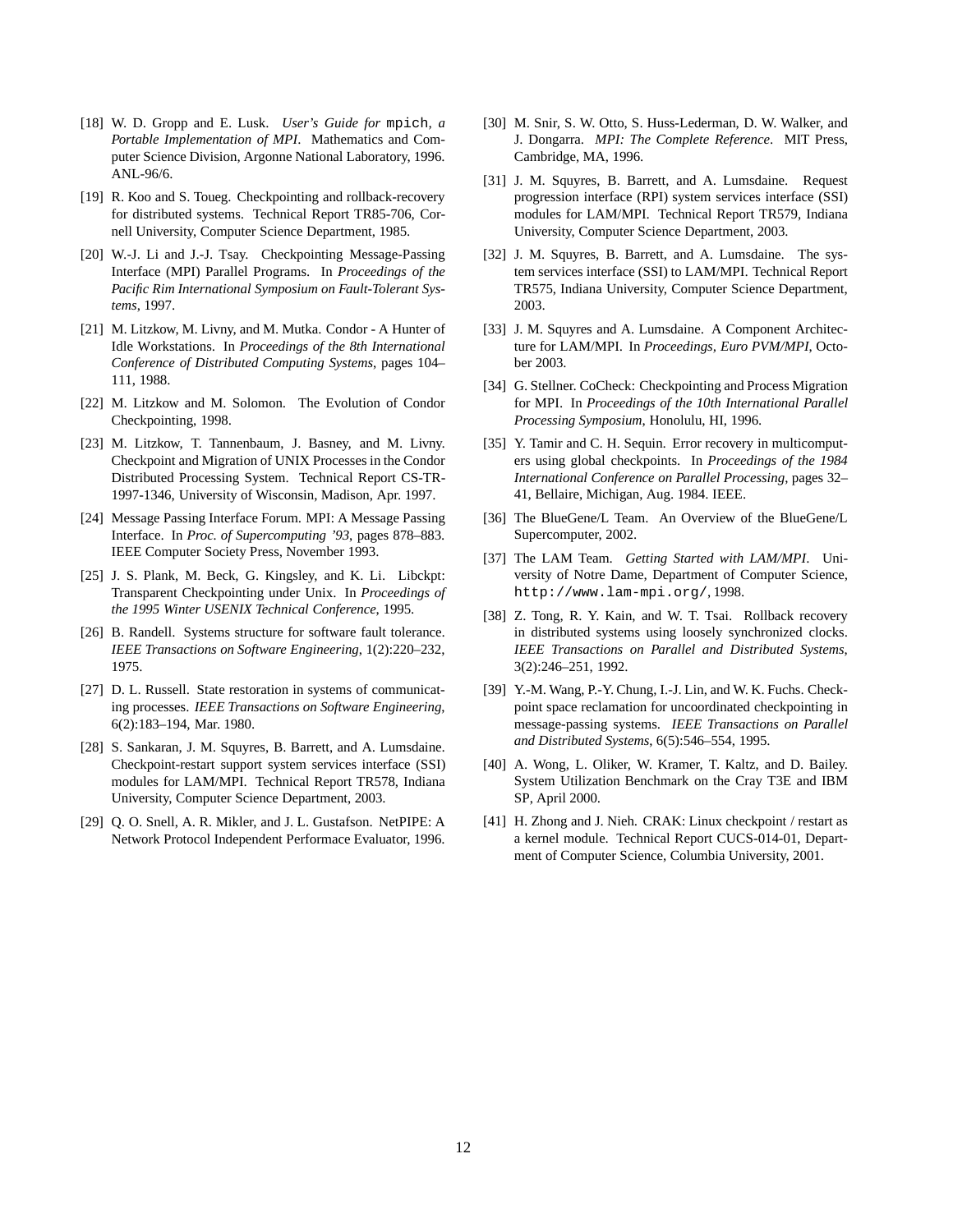[18] W. D. Gropp and E. Lusk. *User's Guide for* `mpich`*, a Portable Implementation of MPI*. Mathematics and Computer Science Division, Argonne National Laboratory, 1996. ANL-96/6.

[19] R. Koo and S. Toueg. Checkpointing and rollback-recovery for distributed systems. Technical Report TR85-706, Cornell University, Computer Science Department, 1985.

[20] W.-J. Li and J.-J. Tsay. Checkpointing Message-Passing Interface (MPI) Parallel Programs. In *Proceedings of the Pacific Rim International Symposium on Fault-Tolerant Systems*, 1997.

[21] M. Litzkow, M. Livny, and M. Mutka. Condor - A Hunter of Idle Workstations. In *Proceedings of the 8th International Conference of Distributed Computing Systems*, pages 104–111, 1988.

[22] M. Litzkow and M. Solomon. The Evolution of Condor Checkpointing, 1998.

[23] M. Litzkow, T. Tannenbaum, J. Basney, and M. Livny. Checkpoint and Migration of UNIX Processes in the Condor Distributed Processing System. Technical Report CS-TR-1997-1346, University of Wisconsin, Madison, Apr. 1997.

[24] Message Passing Interface Forum. MPI: A Message Passing Interface. In *Proc. of Supercomputing '93*, pages 878–883. IEEE Computer Society Press, November 1993.

[25] J. S. Plank, M. Beck, G. Kingsley, and K. Li. Libckpt: Transparent Checkpointing under Unix. In *Proceedings of the 1995 Winter USENIX Technical Conference*, 1995.

[26] B. Randell. Systems structure for software fault tolerance. *IEEE Transactions on Software Engineering*, 1(2):220–232, 1975.

[27] D. L. Russell. State restoration in systems of communicating processes. *IEEE Transactions on Software Engineering*, 6(2):183–194, Mar. 1980.

[28] S. Sankaran, J. M. Squyres, B. Barrett, and A. Lumsdaine. Checkpoint-restart support system services interface (SSI) modules for LAM/MPI. Technical Report TR578, Indiana University, Computer Science Department, 2003.

[29] Q. O. Snell, A. R. Mikler, and J. L. Gustafson. NetPIPE: A Network Protocol Independent Performace Evaluator, 1996.

[30] M. Snir, S. W. Otto, S. Huss-Lederman, D. W. Walker, and J. Dongarra. *MPI: The Complete Reference*. MIT Press, Cambridge, MA, 1996.

[31] J. M. Squyres, B. Barrett, and A. Lumsdaine. Request progression interface (RPI) system services interface (SSI) modules for LAM/MPI. Technical Report TR579, Indiana University, Computer Science Department, 2003.

[32] J. M. Squyres, B. Barrett, and A. Lumsdaine. The system services interface (SSI) to LAM/MPI. Technical Report TR575, Indiana University, Computer Science Department, 2003.

[33] J. M. Squyres and A. Lumsdaine. A Component Architecture for LAM/MPI. In *Proceedings, Euro PVM/MPI*, October 2003.

[34] G. Stellner. CoCheck: Checkpointing and Process Migration for MPI. In *Proceedings of the 10th International Parallel Processing Symposium*, Honolulu, HI, 1996.

[35] Y. Tamir and C. H. Sequin. Error recovery in multicomputers using global checkpoints. In *Proceedings of the 1984 International Conference on Parallel Processing*, pages 32–41, Bellaire, Michigan, Aug. 1984. IEEE.

[36] The BlueGene/L Team. An Overview of the BlueGene/L Supercomputer, 2002.

[37] The LAM Team. *Getting Started with LAM/MPI*. University of Notre Dame, Department of Computer Science, `http://www.lam-mpi.org/`, 1998.

[38] Z. Tong, R. Y. Kain, and W. T. Tsai. Rollback recovery in distributed systems using loosely synchronized clocks. *IEEE Transactions on Parallel and Distributed Systems*, 3(2):246–251, 1992.

[39] Y.-M. Wang, P.-Y. Chung, I.-J. Lin, and W. K. Fuchs. Checkpoint space reclamation for uncoordinated checkpointing in message-passing systems. *IEEE Transactions on Parallel and Distributed Systems*, 6(5):546–554, 1995.

[40] A. Wong, L. Oliker, W. Kramer, T. Kaltz, and D. Bailey. System Utilization Benchmark on the Cray T3E and IBM SP, April 2000.

[41] H. Zhong and J. Nieh. CRAK: Linux checkpoint / restart as a kernel module. Technical Report CUCS-014-01, Department of Computer Science, Columbia University, 2001.